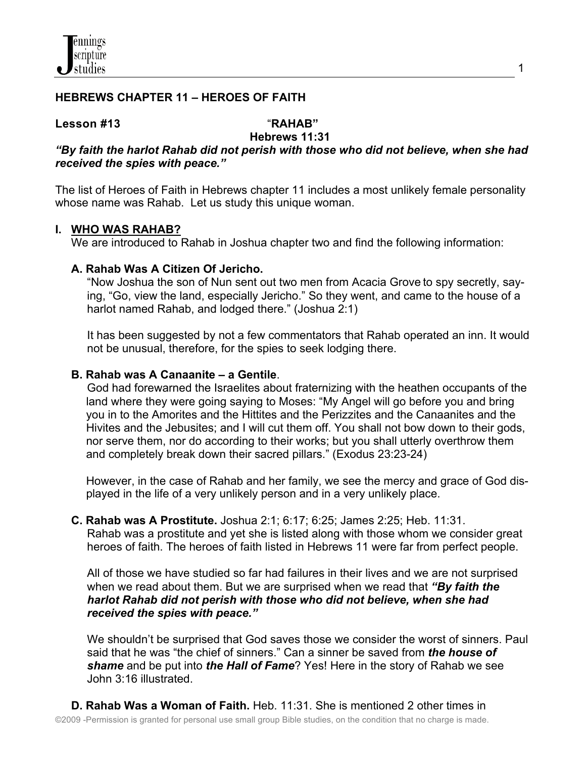# HEBREWS CHAPTER 11 – HEROES OF FAITH

**Lesson #13** "**RAHAB**"
**Hebrews 11:31**

***"By faith the harlot Rahab did not perish with those who did not believe, when she had received the spies with peace."***

The list of Heroes of Faith in Hebrews chapter 11 includes a most unlikely female personality whose name was Rahab. Let us study this unique woman.

## I. WHO WAS RAHAB?

We are introduced to Rahab in Joshua chapter two and find the following information:

### A. Rahab Was A Citizen Of Jericho.

"Now Joshua the son of Nun sent out two men from Acacia Grove to spy secretly, saying, "Go, view the land, especially Jericho." So they went, and came to the house of a harlot named Rahab, and lodged there." (Joshua 2:1)

It has been suggested by not a few commentators that Rahab operated an inn. It would not be unusual, therefore, for the spies to seek lodging there.

### B. Rahab was A Canaanite – a Gentile.

God had forewarned the Israelites about fraternizing with the heathen occupants of the land where they were going saying to Moses: "My Angel will go before you and bring you in to the Amorites and the Hittites and the Perizzites and the Canaanites and the Hivites and the Jebusites; and I will cut them off. You shall not bow down to their gods, nor serve them, nor do according to their works; but you shall utterly overthrow them and completely break down their sacred pillars." (Exodus 23:23-24)

However, in the case of Rahab and her family, we see the mercy and grace of God displayed in the life of a very unlikely person and in a very unlikely place.

### C. Rahab was A Prostitute. Joshua 2:1; 6:17; 6:25; James 2:25; Heb. 11:31.

Rahab was a prostitute and yet she is listed along with those whom we consider great heroes of faith. The heroes of faith listed in Hebrews 11 were far from perfect people.

All of those we have studied so far had failures in their lives and we are not surprised when we read about them. But we are surprised when we read that ***"By faith the harlot Rahab did not perish with those who did not believe, when she had received the spies with peace."***

We shouldn't be surprised that God saves those we consider the worst of sinners. Paul said that he was "the chief of sinners." Can a sinner be saved from ***the house of shame*** and be put into ***the Hall of Fame***? Yes! Here in the story of Rahab we see John 3:16 illustrated.

### D. Rahab Was a Woman of Faith. Heb. 11:31. She is mentioned 2 other times in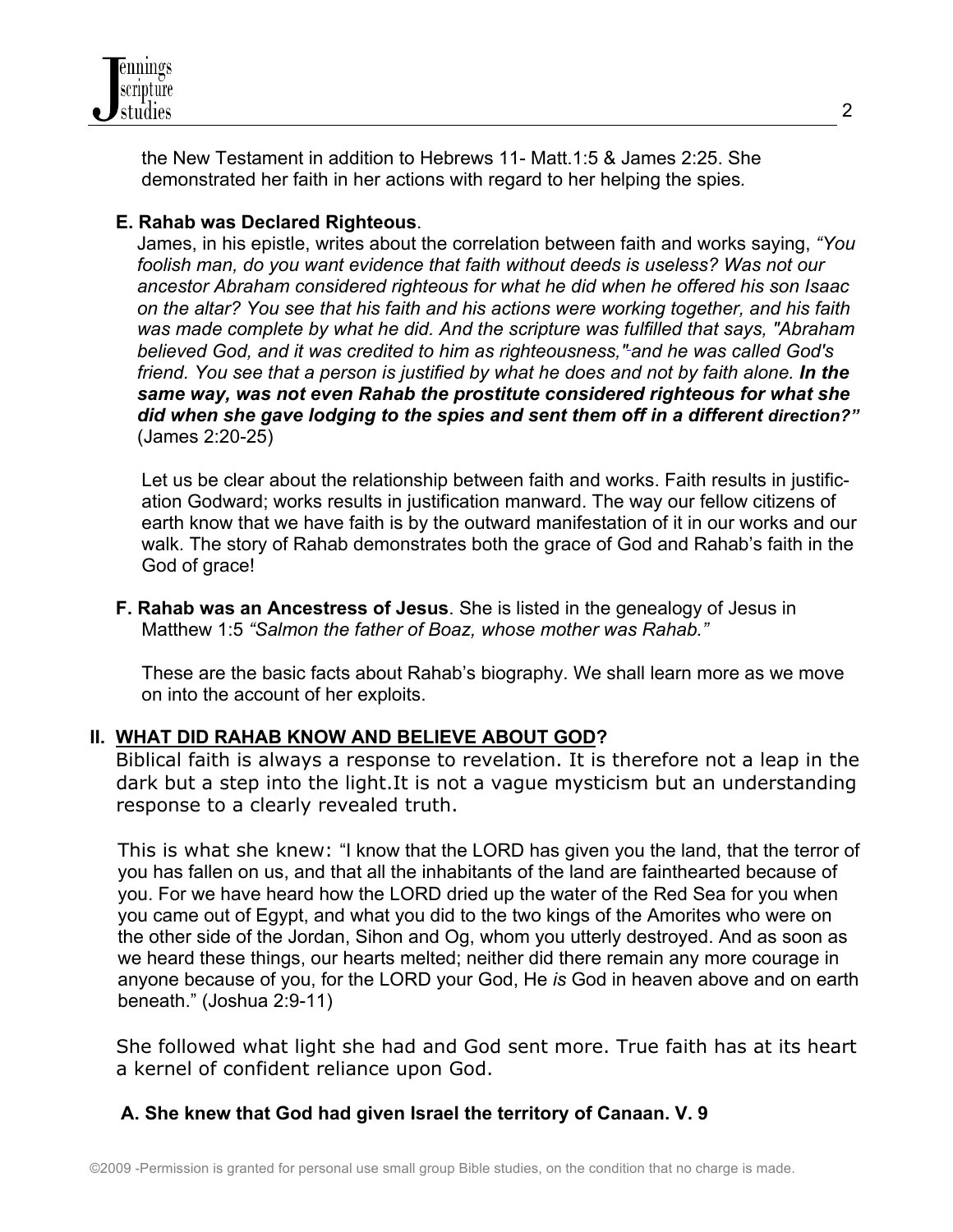the New Testament in addition to Hebrews 11- Matt.1:5 & James 2:25. She demonstrated her faith in her actions with regard to her helping the spies.

**E. Rahab was Declared Righteous**.

James, in his epistle, writes about the correlation between faith and works saying, *"You foolish man, do you want evidence that faith without deeds is useless? Was not our ancestor Abraham considered righteous for what he did when he offered his son Isaac on the altar? You see that his faith and his actions were working together, and his faith was made complete by what he did. And the scripture was fulfilled that says, "Abraham believed God, and it was credited to him as righteousness," and he was called God's friend. You see that a person is justified by what he does and not by faith alone.* ***In the same way, was not even Rahab the prostitute considered righteous for what she did when she gave lodging to the spies and sent them off in a different direction?"*** (James 2:20-25)

Let us be clear about the relationship between faith and works. Faith results in justification Godward; works results in justification manward. The way our fellow citizens of earth know that we have faith is by the outward manifestation of it in our works and our walk. The story of Rahab demonstrates both the grace of God and Rahab's faith in the God of grace!

**F. Rahab was an Ancestress of Jesus**. She is listed in the genealogy of Jesus in Matthew 1:5 *"Salmon the father of Boaz, whose mother was Rahab."*

These are the basic facts about Rahab's biography. We shall learn more as we move on into the account of her exploits.

## II. WHAT DID RAHAB KNOW AND BELIEVE ABOUT GOD?

Biblical faith is always a response to revelation. It is therefore not a leap in the dark but a step into the light.It is not a vague mysticism but an understanding response to a clearly revealed truth.

This is what she knew: "I know that the LORD has given you the land, that the terror of you has fallen on us, and that all the inhabitants of the land are fainthearted because of you. For we have heard how the LORD dried up the water of the Red Sea for you when you came out of Egypt, and what you did to the two kings of the Amorites who were on the other side of the Jordan, Sihon and Og, whom you utterly destroyed. And as soon as we heard these things, our hearts melted; neither did there remain any more courage in anyone because of you, for the LORD your God, He *is* God in heaven above and on earth beneath." (Joshua 2:9-11)

She followed what light she had and God sent more. True faith has at its heart a kernel of confident reliance upon God.

**A. She knew that God had given Israel the territory of Canaan. V. 9**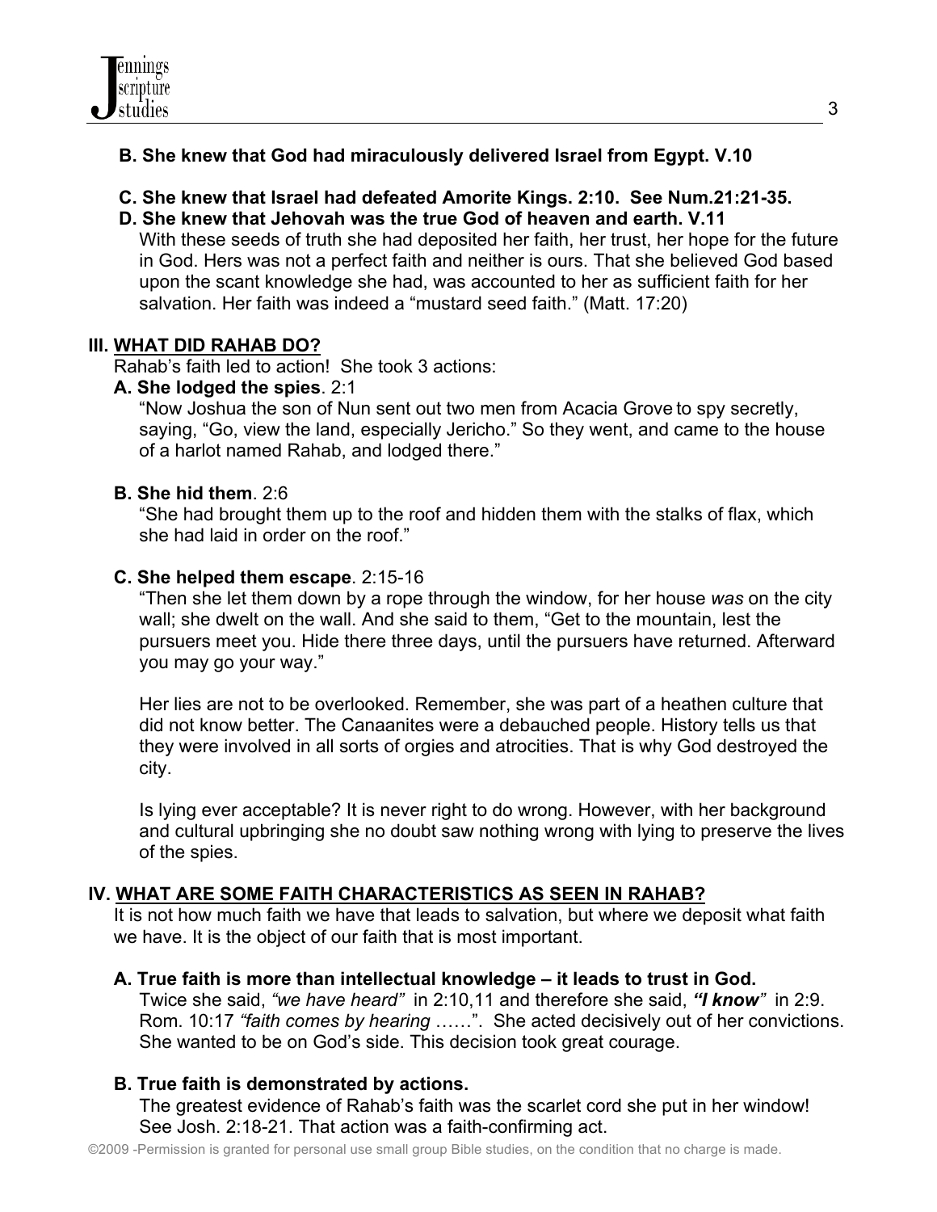**B. She knew that God had miraculously delivered Israel from Egypt. V.10**

**C. She knew that Israel had defeated Amorite Kings. 2:10. See Num.21:21-35.**

**D. She knew that Jehovah was the true God of heaven and earth. V.11**

With these seeds of truth she had deposited her faith, her trust, her hope for the future in God. Hers was not a perfect faith and neither is ours. That she believed God based upon the scant knowledge she had, was accounted to her as sufficient faith for her salvation. Her faith was indeed a "mustard seed faith." (Matt. 17:20)

## III. WHAT DID RAHAB DO?

Rahab's faith led to action! She took 3 actions:

**A. She lodged the spies**. 2:1

"Now Joshua the son of Nun sent out two men from Acacia Grove to spy secretly, saying, "Go, view the land, especially Jericho." So they went, and came to the house of a harlot named Rahab, and lodged there."

**B. She hid them**. 2:6

"She had brought them up to the roof and hidden them with the stalks of flax, which she had laid in order on the roof."

**C. She helped them escape**. 2:15-16

"Then she let them down by a rope through the window, for her house *was* on the city wall; she dwelt on the wall. And she said to them, "Get to the mountain, lest the pursuers meet you. Hide there three days, until the pursuers have returned. Afterward you may go your way."

Her lies are not to be overlooked. Remember, she was part of a heathen culture that did not know better. The Canaanites were a debauched people. History tells us that they were involved in all sorts of orgies and atrocities. That is why God destroyed the city.

Is lying ever acceptable? It is never right to do wrong. However, with her background and cultural upbringing she no doubt saw nothing wrong with lying to preserve the lives of the spies.

## IV. WHAT ARE SOME FAITH CHARACTERISTICS AS SEEN IN RAHAB?

It is not how much faith we have that leads to salvation, but where we deposit what faith we have. It is the object of our faith that is most important.

**A. True faith is more than intellectual knowledge – it leads to trust in God.**

Twice she said, *"we have heard"* in 2:10,11 and therefore she said, ***"I know"*** in 2:9. Rom. 10:17 *"faith comes by hearing* ……". She acted decisively out of her convictions. She wanted to be on God's side. This decision took great courage.

**B. True faith is demonstrated by actions.**

The greatest evidence of Rahab's faith was the scarlet cord she put in her window! See Josh. 2:18-21. That action was a faith-confirming act.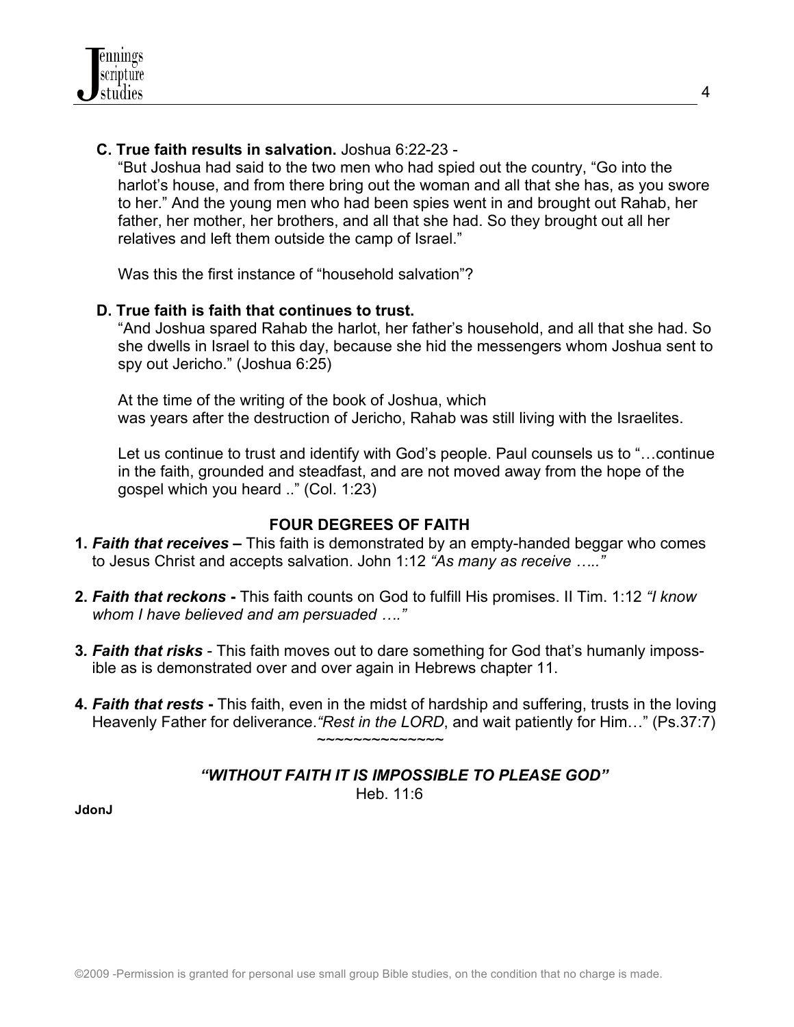**C. True faith results in salvation.** Joshua 6:22-23 -

"But Joshua had said to the two men who had spied out the country, "Go into the harlot's house, and from there bring out the woman and all that she has, as you swore to her." And the young men who had been spies went in and brought out Rahab, her father, her mother, her brothers, and all that she had. So they brought out all her relatives and left them outside the camp of Israel."

Was this the first instance of "household salvation"?

**D. True faith is faith that continues to trust.**

"And Joshua spared Rahab the harlot, her father's household, and all that she had. So she dwells in Israel to this day, because she hid the messengers whom Joshua sent to spy out Jericho." (Joshua 6:25)

At the time of the writing of the book of Joshua, which was years after the destruction of Jericho, Rahab was still living with the Israelites.

Let us continue to trust and identify with God's people. Paul counsels us to "…continue in the faith, grounded and steadfast, and are not moved away from the hope of the gospel which you heard .." (Col. 1:23)

### FOUR DEGREES OF FAITH

1. ***Faith that receives*** **–** This faith is demonstrated by an empty-handed beggar who comes to Jesus Christ and accepts salvation. John 1:12 *"As many as receive ….."*

2. ***Faith that reckons*** **-** This faith counts on God to fulfill His promises. II Tim. 1:12 *"I know whom I have believed and am persuaded …."*

3. ***Faith that risks*** - This faith moves out to dare something for God that's humanly impossible as is demonstrated over and over again in Hebrews chapter 11.

4. ***Faith that rests*** **-** This faith, even in the midst of hardship and suffering, trusts in the loving Heavenly Father for deliverance.*"Rest in the LORD*, and wait patiently for Him…" (Ps.37:7)

~~~~~~~~~~~~~~~

***"WITHOUT FAITH IT IS IMPOSSIBLE TO PLEASE GOD"***
Heb. 11:6

**JdonJ**

©2009 -Permission is granted for personal use small group Bible studies, on the condition that no charge is made.